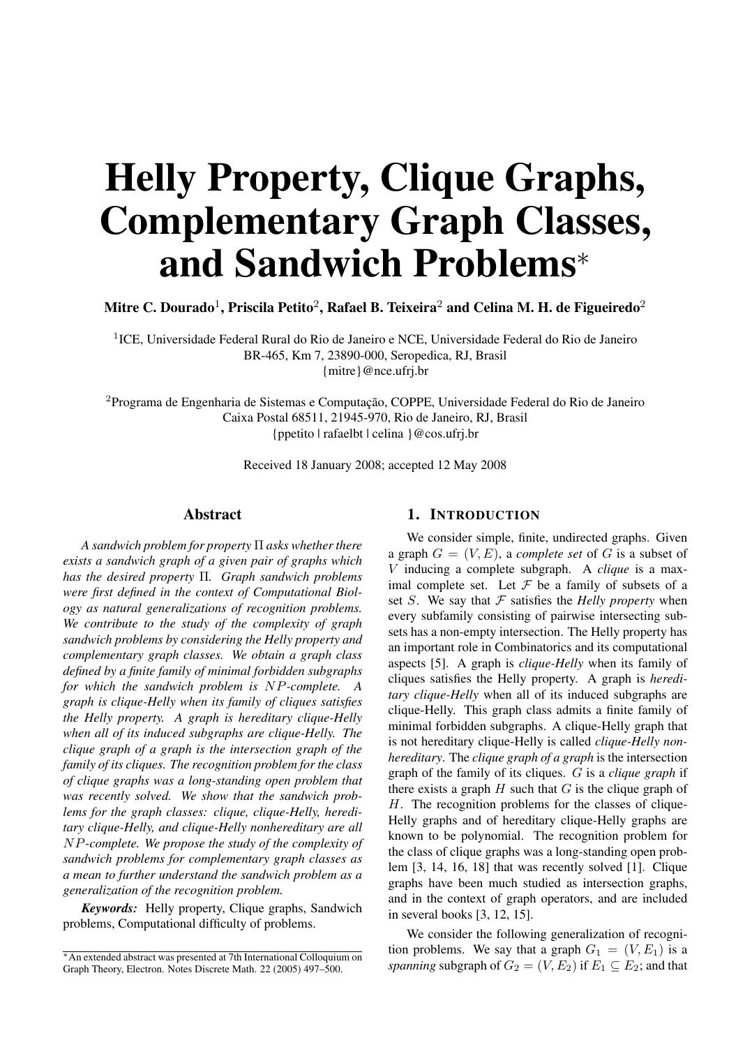# Helly Property, Clique Graphs, Complementary Graph Classes, and Sandwich Problems*

**Mitre C. Dourado[1], Priscila Petito[2], Rafael B. Teixeira[2] and Celina M. H. de Figueiredo[2]**

[1]ICE, Universidade Federal Rural do Rio de Janeiro e NCE, Universidade Federal do Rio de Janeiro
BR-465, Km 7, 23890-000, Seropedica, RJ, Brasil
{mitre}@nce.ufrj.br

[2]Programa de Engenharia de Sistemas e Computação, COPPE, Universidade Federal do Rio de Janeiro
Caixa Postal 68511, 21945-970, Rio de Janeiro, RJ, Brasil
{ppetito | rafaelbt | celina }@cos.ufrj.br

Received 18 January 2008; accepted 12 May 2008

## Abstract

*A sandwich problem for property $\Pi$ asks whether there exists a sandwich graph of a given pair of graphs which has the desired property $\Pi$. Graph sandwich problems were first defined in the context of Computational Biology as natural generalizations of recognition problems. We contribute to the study of the complexity of graph sandwich problems by considering the Helly property and complementary graph classes. We obtain a graph class defined by a finite family of minimal forbidden subgraphs for which the sandwich problem is $NP$-complete. A graph is clique-Helly when its family of cliques satisfies the Helly property. A graph is hereditary clique-Helly when all of its induced subgraphs are clique-Helly. The clique graph of a graph is the intersection graph of the family of its cliques. The recognition problem for the class of clique graphs was a long-standing open problem that was recently solved. We show that the sandwich problems for the graph classes: clique, clique-Helly, hereditary clique-Helly, and clique-Helly nonhereditary are all $NP$-complete. We propose the study of the complexity of sandwich problems for complementary graph classes as a mean to further understand the sandwich problem as a generalization of the recognition problem.*

***Keywords:*** Helly property, Clique graphs, Sandwich problems, Computational difficulty of problems.

## 1. Introduction

We consider simple, finite, undirected graphs. Given a graph $G = (V, E)$, a *complete set* of $G$ is a subset of $V$ inducing a complete subgraph. A *clique* is a maximal complete set. Let $\mathcal{F}$ be a family of subsets of a set $S$. We say that $\mathcal{F}$ satisfies the *Helly property* when every subfamily consisting of pairwise intersecting subsets has a non-empty intersection. The Helly property has an important role in Combinatorics and its computational aspects [5]. A graph is *clique-Helly* when its family of cliques satisfies the Helly property. A graph is *hereditary clique-Helly* when all of its induced subgraphs are clique-Helly. This graph class admits a finite family of minimal forbidden subgraphs. A clique-Helly graph that is not hereditary clique-Helly is called *clique-Helly nonhereditary*. The *clique graph of a graph* is the intersection graph of the family of its cliques. $G$ is a *clique graph* if there exists a graph $H$ such that $G$ is the clique graph of $H$. The recognition problems for the classes of clique-Helly graphs and of hereditary clique-Helly graphs are known to be polynomial. The recognition problem for the class of clique graphs was a long-standing open problem [3, 14, 16, 18] that was recently solved [1]. Clique graphs have been much studied as intersection graphs, and in the context of graph operators, and are included in several books [3, 12, 15].

We consider the following generalization of recognition problems. We say that a graph $G_1 = (V, E_1)$ is a *spanning* subgraph of $G_2 = (V, E_2)$ if $E_1 \subseteq E_2$; and that

*An extended abstract was presented at 7th International Colloquium on Graph Theory, Electron. Notes Discrete Math. 22 (2005) 497–500.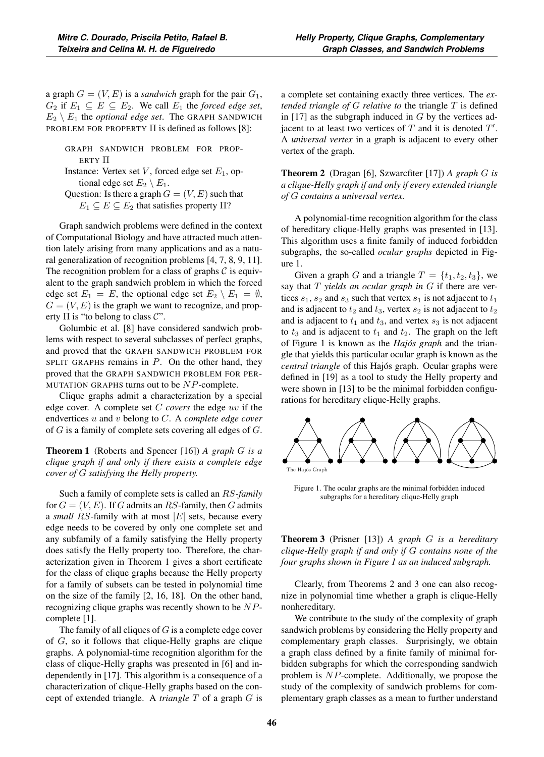a graph $G = (V, E)$ is a *sandwich* graph for the pair $G_1$, $G_2$ if $E_1 \subseteq E \subseteq E_2$. We call $E_1$ the *forced edge set*, $E_2 \setminus E_1$ the *optional edge set*. The GRAPH SANDWICH PROBLEM FOR PROPERTY $\Pi$ is defined as follows [8]:

> GRAPH SANDWICH PROBLEM FOR PROPERTY $\Pi$
> Instance: Vertex set $V$, forced edge set $E_1$, optional edge set $E_2 \setminus E_1$.
> Question: Is there a graph $G = (V, E)$ such that $E_1 \subseteq E \subseteq E_2$ that satisfies property $\Pi$?

Graph sandwich problems were defined in the context of Computational Biology and have attracted much attention lately arising from many applications and as a natural generalization of recognition problems [4, 7, 8, 9, 11]. The recognition problem for a class of graphs $\mathcal{C}$ is equivalent to the graph sandwich problem in which the forced edge set $E_1 = E$, the optional edge set $E_2 \setminus E_1 = \emptyset$, $G = (V, E)$ is the graph we want to recognize, and property $\Pi$ is "to belong to class $\mathcal{C}$".

Golumbic et al. [8] have considered sandwich problems with respect to several subclasses of perfect graphs, and proved that the GRAPH SANDWICH PROBLEM FOR SPLIT GRAPHS remains in $P$. On the other hand, they proved that the GRAPH SANDWICH PROBLEM FOR PERMUTATION GRAPHS turns out to be $NP$-complete.

Clique graphs admit a characterization by a special edge cover. A complete set $C$ *covers* the edge $uv$ if the endvertices $u$ and $v$ belong to $C$. A *complete edge cover* of $G$ is a family of complete sets covering all edges of $G$.

**Theorem 1** (Roberts and Spencer [16]) *A graph $G$ is a clique graph if and only if there exists a complete edge cover of $G$ satisfying the Helly property.*

Such a family of complete sets is called an $RS$-*family* for $G = (V, E)$. If $G$ admits an $RS$-family, then $G$ admits a *small* $RS$-family with at most $|E|$ sets, because every edge needs to be covered by only one complete set and any subfamily of a family satisfying the Helly property does satisfy the Helly property too. Therefore, the characterization given in Theorem 1 gives a short certificate for the class of clique graphs because the Helly property for a family of subsets can be tested in polynomial time on the size of the family [2, 16, 18]. On the other hand, recognizing clique graphs was recently shown to be $NP$-complete [1].

The family of all cliques of $G$ is a complete edge cover of $G$, so it follows that clique-Helly graphs are clique graphs. A polynomial-time recognition algorithm for the class of clique-Helly graphs was presented in [6] and independently in [17]. This algorithm is a consequence of a characterization of clique-Helly graphs based on the concept of extended triangle. A *triangle* $T$ of a graph $G$ is a complete set containing exactly three vertices. The *extended triangle of $G$ relative to* the triangle $T$ is defined in [17] as the subgraph induced in $G$ by the vertices adjacent to at least two vertices of $T$ and it is denoted $T'$. A *universal vertex* in a graph is adjacent to every other vertex of the graph.

**Theorem 2** (Dragan [6], Szwarcfiter [17]) *A graph $G$ is a clique-Helly graph if and only if every extended triangle of $G$ contains a universal vertex.*

A polynomial-time recognition algorithm for the class of hereditary clique-Helly graphs was presented in [13]. This algorithm uses a finite family of induced forbidden subgraphs, the so-called *ocular graphs* depicted in Figure 1.

Given a graph $G$ and a triangle $T = \{t_1, t_2, t_3\}$, we say that $T$ *yields an ocular graph in* $G$ if there are vertices $s_1$, $s_2$ and $s_3$ such that vertex $s_1$ is not adjacent to $t_1$ and is adjacent to $t_2$ and $t_3$, vertex $s_2$ is not adjacent to $t_2$ and is adjacent to $t_1$ and $t_3$, and vertex $s_3$ is not adjacent to $t_3$ and is adjacent to $t_1$ and $t_2$. The graph on the left of Figure 1 is known as the *Hajós graph* and the triangle that yields this particular ocular graph is known as the *central triangle* of this Hajós graph. Ocular graphs were defined in [19] as a tool to study the Helly property and were shown in [13] to be the minimal forbidden configurations for hereditary clique-Helly graphs.

The Hajós Graph

Figure 1. The ocular graphs are the minimal forbidden induced subgraphs for a hereditary clique-Helly graph

**Theorem 3** (Prisner [13]) *A graph $G$ is a hereditary clique-Helly graph if and only if $G$ contains none of the four graphs shown in Figure 1 as an induced subgraph.*

Clearly, from Theorems 2 and 3 one can also recognize in polynomial time whether a graph is clique-Helly nonhereditary.

We contribute to the study of the complexity of graph sandwich problems by considering the Helly property and complementary graph classes. Surprisingly, we obtain a graph class defined by a finite family of minimal forbidden subgraphs for which the corresponding sandwich problem is $NP$-complete. Additionally, we propose the study of the complexity of sandwich problems for complementary graph classes as a mean to further understand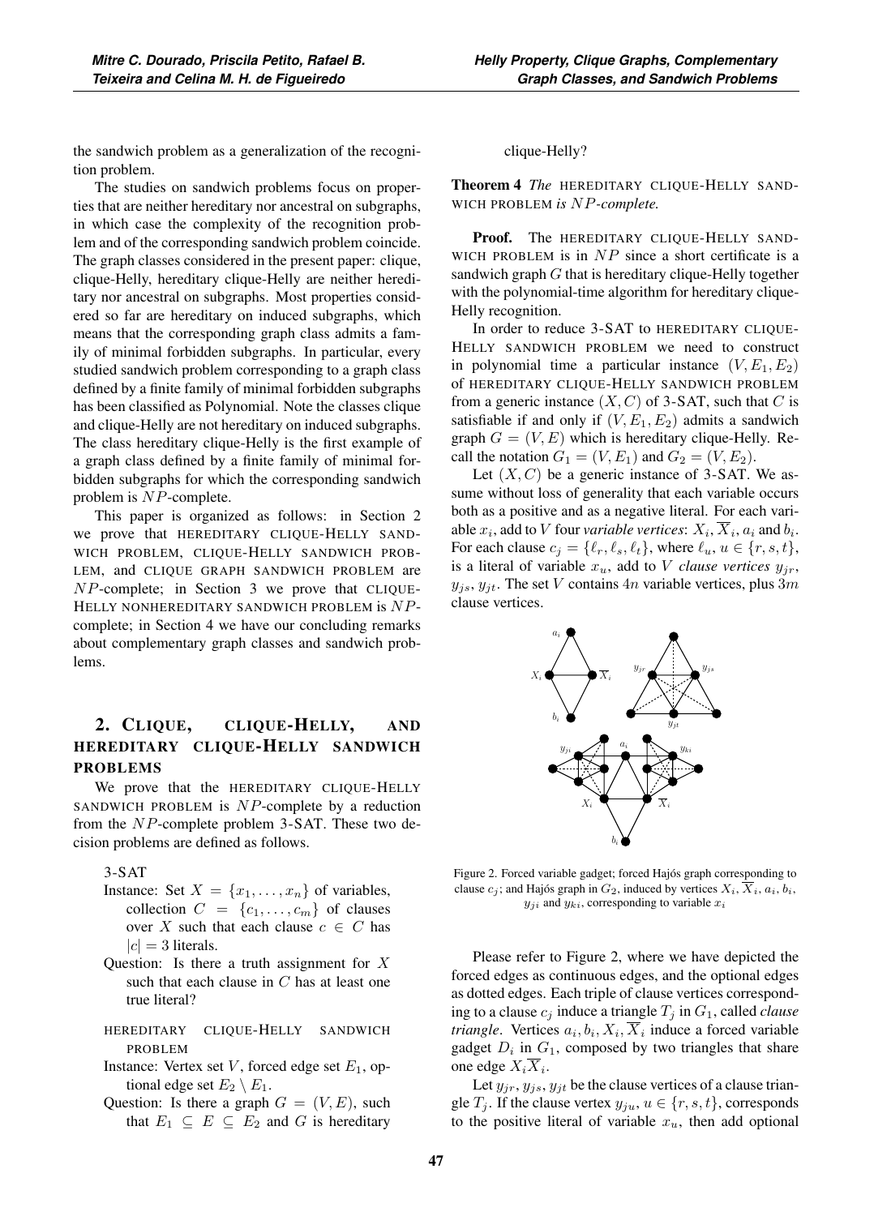the sandwich problem as a generalization of the recognition problem.

The studies on sandwich problems focus on properties that are neither hereditary nor ancestral on subgraphs, in which case the complexity of the recognition problem and of the corresponding sandwich problem coincide. The graph classes considered in the present paper: clique, clique-Helly, hereditary clique-Helly are neither hereditary nor ancestral on subgraphs. Most properties considered so far are hereditary on induced subgraphs, which means that the corresponding graph class admits a family of minimal forbidden subgraphs. In particular, every studied sandwich problem corresponding to a graph class defined by a finite family of minimal forbidden subgraphs has been classified as Polynomial. Note the classes clique and clique-Helly are not hereditary on induced subgraphs. The class hereditary clique-Helly is the first example of a graph class defined by a finite family of minimal forbidden subgraphs for which the corresponding sandwich problem is $NP$-complete.

This paper is organized as follows: in Section 2 we prove that HEREDITARY CLIQUE-HELLY SANDWICH PROBLEM, CLIQUE-HELLY SANDWICH PROBLEM, and CLIQUE GRAPH SANDWICH PROBLEM are $NP$-complete; in Section 3 we prove that CLIQUE-HELLY NONHEREDITARY SANDWICH PROBLEM is $NP$-complete; in Section 4 we have our concluding remarks about complementary graph classes and sandwich problems.

## 2. Clique, clique-Helly, and hereditary clique-Helly sandwich problems

We prove that the HEREDITARY CLIQUE-HELLY SANDWICH PROBLEM is $NP$-complete by a reduction from the $NP$-complete problem 3-SAT. These two decision problems are defined as follows.

3-SAT

Instance: Set $X = \{x_1, \ldots, x_n\}$ of variables, collection $C = \{c_1, \ldots, c_m\}$ of clauses over $X$ such that each clause $c \in C$ has $|c| = 3$ literals.

Question: Is there a truth assignment for $X$ such that each clause in $C$ has at least one true literal?

HEREDITARY CLIQUE-HELLY SANDWICH PROBLEM

Instance: Vertex set $V$, forced edge set $E_1$, optional edge set $E_2 \setminus E_1$.

Question: Is there a graph $G = (V, E)$, such that $E_1 \subseteq E \subseteq E_2$ and $G$ is hereditary clique-Helly?

**Theorem 4** *The* HEREDITARY CLIQUE-HELLY SANDWICH PROBLEM *is* $NP$*-complete.*

**Proof.** The HEREDITARY CLIQUE-HELLY SANDWICH PROBLEM is in $NP$ since a short certificate is a sandwich graph $G$ that is hereditary clique-Helly together with the polynomial-time algorithm for hereditary clique-Helly recognition.

In order to reduce 3-SAT to HEREDITARY CLIQUE-HELLY SANDWICH PROBLEM we need to construct in polynomial time a particular instance $(V, E_1, E_2)$ of HEREDITARY CLIQUE-HELLY SANDWICH PROBLEM from a generic instance $(X, C)$ of 3-SAT, such that $C$ is satisfiable if and only if $(V, E_1, E_2)$ admits a sandwich graph $G = (V, E)$ which is hereditary clique-Helly. Recall the notation $G_1 = (V, E_1)$ and $G_2 = (V, E_2)$.

Let $(X, C)$ be a generic instance of 3-SAT. We assume without loss of generality that each variable occurs both as a positive and as a negative literal. For each variable $x_i$, add to $V$ four *variable vertices*: $X_i, \overline{X}_i, a_i$ and $b_i$. For each clause $c_j = \{\ell_r, \ell_s, \ell_t\}$, where $\ell_u$, $u \in \{r, s, t\}$, is a literal of variable $x_u$, add to $V$ *clause vertices* $y_{jr}$, $y_{js}$, $y_{jt}$. The set $V$ contains $4n$ variable vertices, plus $3m$ clause vertices.

Figure 2. Forced variable gadget; forced Hajós graph corresponding to clause $c_j$; and Hajós graph in $G_2$, induced by vertices $X_i, \overline{X}_i, a_i, b_i$, $y_{ji}$ and $y_{ki}$, corresponding to variable $x_i$

Please refer to Figure 2, where we have depicted the forced edges as continuous edges, and the optional edges as dotted edges. Each triple of clause vertices corresponding to a clause $c_j$ induce a triangle $T_j$ in $G_1$, called *clause triangle*. Vertices $a_i, b_i, X_i, \overline{X}_i$ induce a forced variable gadget $D_i$ in $G_1$, composed by two triangles that share one edge $X_i\overline{X}_i$.

Let $y_{jr}, y_{js}, y_{jt}$ be the clause vertices of a clause triangle $T_j$. If the clause vertex $y_{ju}$, $u \in \{r, s, t\}$, corresponds to the positive literal of variable $x_u$, then add optional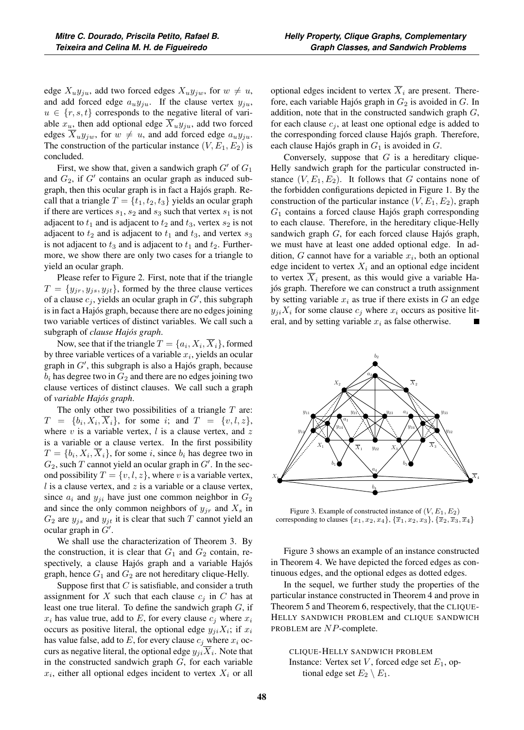edge $X_u y_{ju}$, add two forced edges $X_u y_{jw}$, for $w \neq u$, and add forced edge $a_u y_{ju}$. If the clause vertex $y_{ju}$, $u \in \{r, s, t\}$ corresponds to the negative literal of variable $x_u$, then add optional edge $\overline{X}_u y_{ju}$, add two forced edges $\overline{X}_u y_{jw}$, for $w \neq u$, and add forced edge $a_u y_{ju}$. The construction of the particular instance $(V, E_1, E_2)$ is concluded.

First, we show that, given a sandwich graph $G'$ of $G_1$ and $G_2$, if $G'$ contains an ocular graph as induced subgraph, then this ocular graph is in fact a Hajós graph. Recall that a triangle $T = \{t_1, t_2, t_3\}$ yields an ocular graph if there are vertices $s_1$, $s_2$ and $s_3$ such that vertex $s_1$ is not adjacent to $t_1$ and is adjacent to $t_2$ and $t_3$, vertex $s_2$ is not adjacent to $t_2$ and is adjacent to $t_1$ and $t_3$, and vertex $s_3$ is not adjacent to $t_3$ and is adjacent to $t_1$ and $t_2$. Furthermore, we show there are only two cases for a triangle to yield an ocular graph.

Please refer to Figure 2. First, note that if the triangle $T = \{y_{jr}, y_{js}, y_{jt}\}$, formed by the three clause vertices of a clause $c_j$, yields an ocular graph in $G'$, this subgraph is in fact a Hajós graph, because there are no edges joining two variable vertices of distinct variables. We call such a subgraph of *clause Hajós graph*.

Now, see that if the triangle $T = \{a_i, X_i, \overline{X}_i\}$, formed by three variable vertices of a variable $x_i$, yields an ocular graph in $G'$, this subgraph is also a Hajós graph, because $b_i$ has degree two in $G_2$ and there are no edges joining two clause vertices of distinct clauses. We call such a graph of *variable Hajós graph*.

The only other two possibilities of a triangle $T$ are: $T = \{b_i, X_i, \overline{X}_i\}$, for some $i$; and $T = \{v, l, z\}$, where $v$ is a variable vertex, $l$ is a clause vertex, and $z$ is a variable or a clause vertex. In the first possibility $T = \{b_i, X_i, \overline{X}_i\}$, for some $i$, since $b_i$ has degree two in $G_2$, such $T$ cannot yield an ocular graph in $G'$. In the second possibility $T = \{v, l, z\}$, where $v$ is a variable vertex, $l$ is a clause vertex, and $z$ is a variable or a clause vertex, since $a_i$ and $y_{ji}$ have just one common neighbor in $G_2$ and since the only common neighbors of $y_{jr}$ and $X_s$ in $G_2$ are $y_{js}$ and $y_{jt}$ it is clear that such $T$ cannot yield an ocular graph in $G'$.

We shall use the characterization of Theorem 3. By the construction, it is clear that $G_1$ and $G_2$ contain, respectively, a clause Hajós graph and a variable Hajós graph, hence $G_1$ and $G_2$ are not hereditary clique-Helly.

Suppose first that $C$ is satisfiable, and consider a truth assignment for $X$ such that each clause $c_j$ in $C$ has at least one true literal. To define the sandwich graph $G$, if $x_i$ has value true, add to $E$, for every clause $c_j$ where $x_i$ occurs as positive literal, the optional edge $y_{ji}X_i$; if $x_i$ has value false, add to $E$, for every clause $c_j$ where $x_i$ occurs as negative literal, the optional edge $y_{ji}\overline{X}_i$. Note that in the constructed sandwich graph $G$, for each variable $x_i$, either all optional edges incident to vertex $X_i$ or all optional edges incident to vertex $\overline{X}_i$ are present. Therefore, each variable Hajós graph in $G_2$ is avoided in $G$. In addition, note that in the constructed sandwich graph $G$, for each clause $c_j$, at least one optional edge is added to the corresponding forced clause Hajós graph. Therefore, each clause Hajós graph in $G_1$ is avoided in $G$.

Conversely, suppose that $G$ is a hereditary clique-Helly sandwich graph for the particular constructed instance $(V, E_1, E_2)$. It follows that $G$ contains none of the forbidden configurations depicted in Figure 1. By the construction of the particular instance $(V, E_1, E_2)$, graph $G_1$ contains a forced clause Hajós graph corresponding to each clause. Therefore, in the hereditary clique-Helly sandwich graph $G$, for each forced clause Hajós graph, we must have at least one added optional edge. In addition, $G$ cannot have for a variable $x_i$, both an optional edge incident to vertex $X_i$ and an optional edge incident to vertex $\overline{X}_i$ present, as this would give a variable Hajós graph. Therefore we can construct a truth assignment by setting variable $x_i$ as true if there exists in $G$ an edge $y_{ji}X_i$ for some clause $c_j$ where $x_i$ occurs as positive literal, and by setting variable $x_i$ as false otherwise. ■

Figure 3. Example of constructed instance of $(V, E_1, E_2)$ corresponding to clauses $\{x_1, x_2, x_4\}$, $\{\overline{x}_1, x_2, x_3\}$, $\{\overline{x}_2, \overline{x}_3, \overline{x}_4\}$

Figure 3 shows an example of an instance constructed in Theorem 4. We have depicted the forced edges as continuous edges, and the optional edges as dotted edges.

In the sequel, we further study the properties of the particular instance constructed in Theorem 4 and prove in Theorem 5 and Theorem 6, respectively, that the CLIQUE-HELLY SANDWICH PROBLEM and CLIQUE SANDWICH PROBLEM are $NP$-complete.

CLIQUE-HELLY SANDWICH PROBLEM
Instance: Vertex set $V$, forced edge set $E_1$, optional edge set $E_2 \setminus E_1$.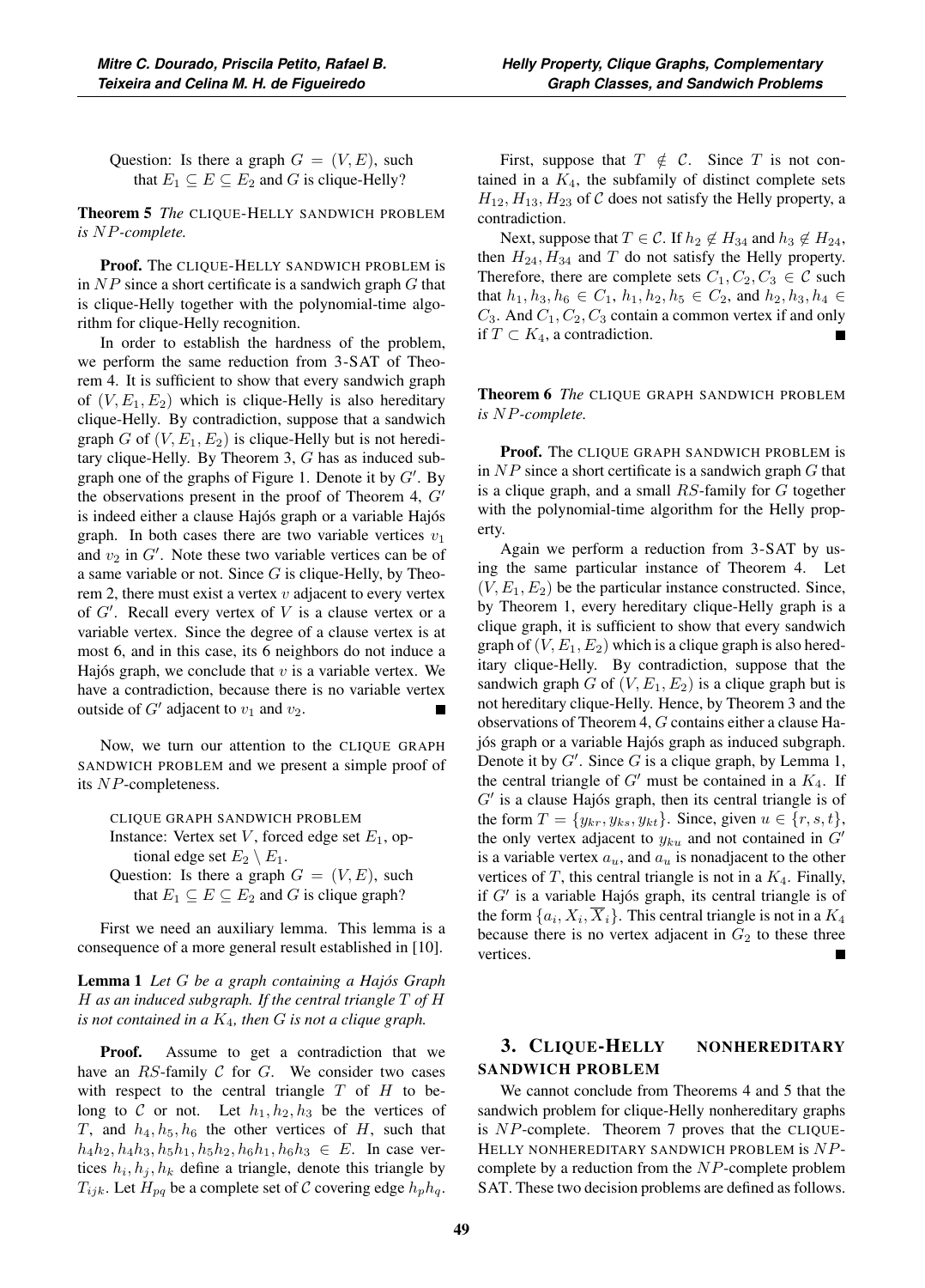Question: Is there a graph $G = (V, E)$, such that $E_1 \subseteq E \subseteq E_2$ and $G$ is clique-Helly?

**Theorem 5** *The* CLIQUE-HELLY SANDWICH PROBLEM *is $NP$-complete.*

**Proof.** The CLIQUE-HELLY SANDWICH PROBLEM is in $NP$ since a short certificate is a sandwich graph $G$ that is clique-Helly together with the polynomial-time algorithm for clique-Helly recognition.

In order to establish the hardness of the problem, we perform the same reduction from 3-SAT of Theorem 4. It is sufficient to show that every sandwich graph of $(V, E_1, E_2)$ which is clique-Helly is also hereditary clique-Helly. By contradiction, suppose that a sandwich graph $G$ of $(V, E_1, E_2)$ is clique-Helly but is not hereditary clique-Helly. By Theorem 3, $G$ has as induced subgraph one of the graphs of Figure 1. Denote it by $G'$. By the observations present in the proof of Theorem 4, $G'$ is indeed either a clause Hajós graph or a variable Hajós graph. In both cases there are two variable vertices $v_1$ and $v_2$ in $G'$. Note these two variable vertices can be of a same variable or not. Since $G$ is clique-Helly, by Theorem 2, there must exist a vertex $v$ adjacent to every vertex of $G'$. Recall every vertex of $V$ is a clause vertex or a variable vertex. Since the degree of a clause vertex is at most 6, and in this case, its 6 neighbors do not induce a Hajós graph, we conclude that $v$ is a variable vertex. We have a contradiction, because there is no variable vertex outside of $G'$ adjacent to $v_1$ and $v_2$. ■

Now, we turn our attention to the CLIQUE GRAPH SANDWICH PROBLEM and we present a simple proof of its $NP$-completeness.

CLIQUE GRAPH SANDWICH PROBLEM
Instance: Vertex set $V$, forced edge set $E_1$, optional edge set $E_2 \setminus E_1$.
Question: Is there a graph $G = (V, E)$, such that $E_1 \subseteq E \subseteq E_2$ and $G$ is clique graph?

First we need an auxiliary lemma. This lemma is a consequence of a more general result established in [10].

**Lemma 1** *Let $G$ be a graph containing a Hajós Graph $H$ as an induced subgraph. If the central triangle $T$ of $H$ is not contained in a $K_4$, then $G$ is not a clique graph.*

**Proof.** Assume to get a contradiction that we have an $RS$-family $\mathcal{C}$ for $G$. We consider two cases with respect to the central triangle $T$ of $H$ to belong to $\mathcal{C}$ or not. Let $h_1, h_2, h_3$ be the vertices of $T$, and $h_4, h_5, h_6$ the other vertices of $H$, such that $h_4h_2, h_4h_3, h_5h_1, h_5h_2, h_6h_1, h_6h_3 \in E$. In case vertices $h_i, h_j, h_k$ define a triangle, denote this triangle by $T_{ijk}$. Let $H_{pq}$ be a complete set of $\mathcal{C}$ covering edge $h_ph_q$.

First, suppose that $T \notin \mathcal{C}$. Since $T$ is not contained in a $K_4$, the subfamily of distinct complete sets $H_{12}, H_{13}, H_{23}$ of $\mathcal{C}$ does not satisfy the Helly property, a contradiction.

Next, suppose that $T \in \mathcal{C}$. If $h_2 \notin H_{34}$ and $h_3 \notin H_{24}$, then $H_{24}, H_{34}$ and $T$ do not satisfy the Helly property. Therefore, there are complete sets $C_1, C_2, C_3 \in \mathcal{C}$ such that $h_1, h_3, h_6 \in C_1$, $h_1, h_2, h_5 \in C_2$, and $h_2, h_3, h_4 \in C_3$. And $C_1, C_2, C_3$ contain a common vertex if and only if $T \subset K_4$, a contradiction. ■

**Theorem 6** *The* CLIQUE GRAPH SANDWICH PROBLEM *is $NP$-complete.*

**Proof.** The CLIQUE GRAPH SANDWICH PROBLEM is in $NP$ since a short certificate is a sandwich graph $G$ that is a clique graph, and a small $RS$-family for $G$ together with the polynomial-time algorithm for the Helly property.

Again we perform a reduction from 3-SAT by using the same particular instance of Theorem 4. Let $(V, E_1, E_2)$ be the particular instance constructed. Since, by Theorem 1, every hereditary clique-Helly graph is a clique graph, it is sufficient to show that every sandwich graph of $(V, E_1, E_2)$ which is a clique graph is also hereditary clique-Helly. By contradiction, suppose that the sandwich graph $G$ of $(V, E_1, E_2)$ is a clique graph but is not hereditary clique-Helly. Hence, by Theorem 3 and the observations of Theorem 4, $G$ contains either a clause Hajós graph or a variable Hajós graph as induced subgraph. Denote it by $G'$. Since $G$ is a clique graph, by Lemma 1, the central triangle of $G'$ must be contained in a $K_4$. If $G'$ is a clause Hajós graph, then its central triangle is of the form $T = \{y_{kr}, y_{ks}, y_{kt}\}$. Since, given $u \in \{r, s, t\}$, the only vertex adjacent to $y_{ku}$ and not contained in $G'$ is a variable vertex $a_u$, and $a_u$ is nonadjacent to the other vertices of $T$, this central triangle is not in a $K_4$. Finally, if $G'$ is a variable Hajós graph, its central triangle is of the form $\{a_i, X_i, \overline{X}_i\}$. This central triangle is not in a $K_4$ because there is no vertex adjacent in $G_2$ to these three vertices. ■

## 3. CLIQUE-HELLY NONHEREDITARY SANDWICH PROBLEM

We cannot conclude from Theorems 4 and 5 that the sandwich problem for clique-Helly nonhereditary graphs is $NP$-complete. Theorem 7 proves that the CLIQUE-HELLY NONHEREDITARY SANDWICH PROBLEM is $NP$-complete by a reduction from the $NP$-complete problem SAT. These two decision problems are defined as follows.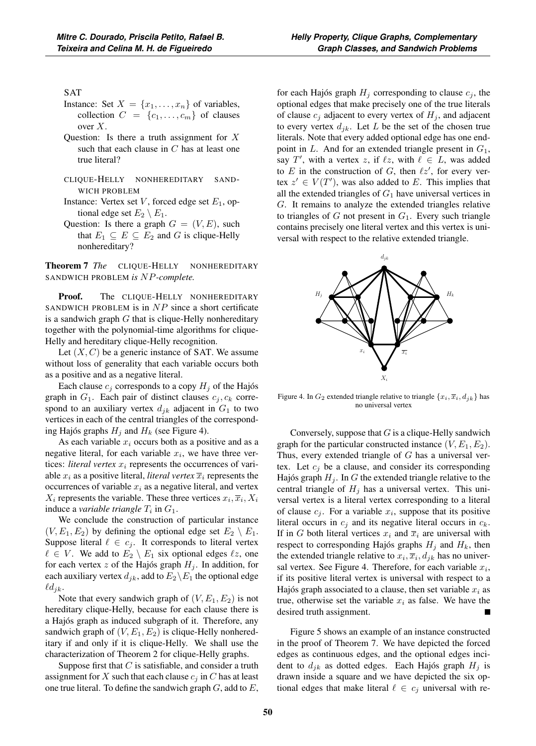SAT

Instance: Set $X = \{x_1, \ldots, x_n\}$ of variables, collection $C = \{c_1, \ldots, c_m\}$ of clauses over $X$.

Question: Is there a truth assignment for $X$ such that each clause in $C$ has at least one true literal?

CLIQUE-HELLY NONHEREDITARY SANDWICH PROBLEM

Instance: Vertex set $V$, forced edge set $E_1$, optional edge set $E_2 \setminus E_1$.

Question: Is there a graph $G = (V, E)$, such that $E_1 \subseteq E \subseteq E_2$ and $G$ is clique-Helly nonhereditary?

**Theorem 7** *The* CLIQUE-HELLY NONHEREDITARY SANDWICH PROBLEM *is $NP$-complete.*

**Proof.** The CLIQUE-HELLY NONHEREDITARY SANDWICH PROBLEM is in $NP$ since a short certificate is a sandwich graph $G$ that is clique-Helly nonhereditary together with the polynomial-time algorithms for clique-Helly and hereditary clique-Helly recognition.

Let $(X, C)$ be a generic instance of SAT. We assume without loss of generality that each variable occurs both as a positive and as a negative literal.

Each clause $c_j$ corresponds to a copy $H_j$ of the Hajós graph in $G_1$. Each pair of distinct clauses $c_j, c_k$ correspond to an auxiliary vertex $d_{jk}$ adjacent in $G_1$ to two vertices in each of the central triangles of the corresponding Hajós graphs $H_j$ and $H_k$ (see Figure 4).

As each variable $x_i$ occurs both as a positive and as a negative literal, for each variable $x_i$, we have three vertices: *literal vertex* $x_i$ represents the occurrences of variable $x_i$ as a positive literal, *literal vertex* $\overline{x}_i$ represents the occurrences of variable $x_i$ as a negative literal, and vertex $X_i$ represents the variable. These three vertices $x_i, \overline{x}_i, X_i$ induce a *variable triangle* $T_i$ in $G_1$.

We conclude the construction of particular instance $(V, E_1, E_2)$ by defining the optional edge set $E_2 \setminus E_1$. Suppose literal $\ell \in c_j$. It corresponds to literal vertex $\ell \in V$. We add to $E_2 \setminus E_1$ six optional edges $\ell z$, one for each vertex $z$ of the Hajós graph $H_j$. In addition, for each auxiliary vertex $d_{jk}$, add to $E_2 \setminus E_1$ the optional edge $\ell d_{jk}$.

Note that every sandwich graph of $(V, E_1, E_2)$ is not hereditary clique-Helly, because for each clause there is a Hajós graph as induced subgraph of it. Therefore, any sandwich graph of $(V, E_1, E_2)$ is clique-Helly nonhereditary if and only if it is clique-Helly. We shall use the characterization of Theorem 2 for clique-Helly graphs.

Suppose first that $C$ is satisfiable, and consider a truth assignment for $X$ such that each clause $c_j$ in $C$ has at least one true literal. To define the sandwich graph $G$, add to $E$, for each Hajós graph $H_j$ corresponding to clause $c_j$, the optional edges that make precisely one of the true literals of clause $c_j$ adjacent to every vertex of $H_j$, and adjacent to every vertex $d_{jk}$. Let $L$ be the set of the chosen true literals. Note that every added optional edge has one endpoint in $L$. And for an extended triangle present in $G_1$, say $T'$, with a vertex $z$, if $\ell z$, with $\ell \in L$, was added to $E$ in the construction of $G$, then $\ell z'$, for every vertex $z' \in V(T')$, was also added to $E$. This implies that all the extended triangles of $G_1$ have universal vertices in $G$. It remains to analyze the extended triangles relative to triangles of $G$ not present in $G_1$. Every such triangle contains precisely one literal vertex and this vertex is universal with respect to the relative extended triangle.

Figure 4. In $G_2$ extended triangle relative to triangle $\{x_i, \overline{x}_i, d_{jk}\}$ has no universal vertex

Conversely, suppose that $G$ is a clique-Helly sandwich graph for the particular constructed instance $(V, E_1, E_2)$. Thus, every extended triangle of $G$ has a universal vertex. Let $c_j$ be a clause, and consider its corresponding Hajós graph $H_j$. In $G$ the extended triangle relative to the central triangle of $H_j$ has a universal vertex. This universal vertex is a literal vertex corresponding to a literal of clause $c_j$. For a variable $x_i$, suppose that its positive literal occurs in $c_j$ and its negative literal occurs in $c_k$. If in $G$ both literal vertices $x_i$ and $\overline{x}_i$ are universal with respect to corresponding Hajós graphs $H_j$ and $H_k$, then the extended triangle relative to $x_i, \overline{x}_i, d_{jk}$ has no universal vertex. See Figure 4. Therefore, for each variable $x_i$, if its positive literal vertex is universal with respect to a Hajós graph associated to a clause, then set variable $x_i$ as true, otherwise set the variable $x_i$ as false. We have the desired truth assignment. ∎

Figure 5 shows an example of an instance constructed in the proof of Theorem 7. We have depicted the forced edges as continuous edges, and the optional edges incident to $d_{jk}$ as dotted edges. Each Hajós graph $H_j$ is drawn inside a square and we have depicted the six optional edges that make literal $\ell \in c_j$ universal with re-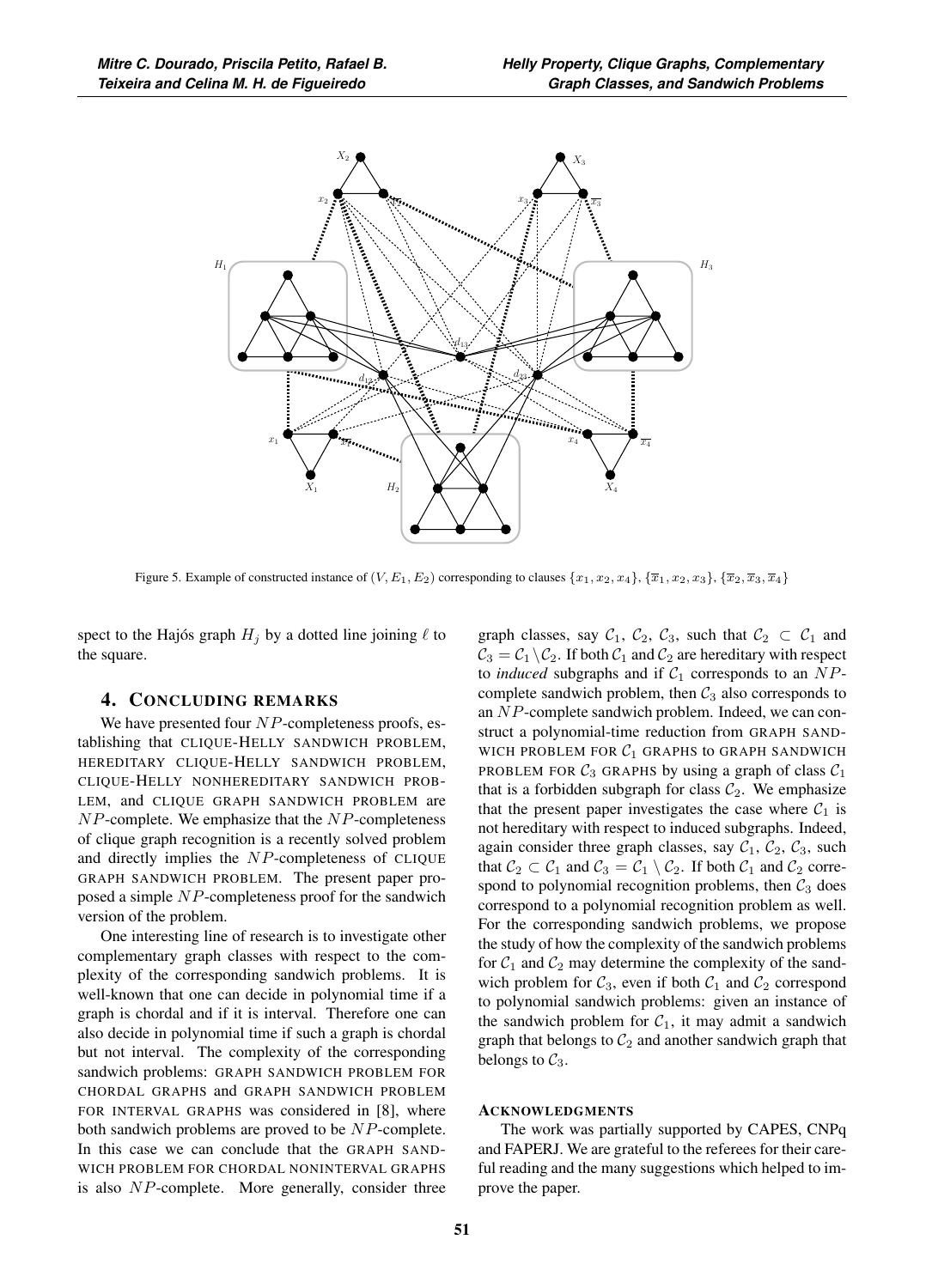Figure 5. Example of constructed instance of $(V, E_1, E_2)$ corresponding to clauses $\{x_1, x_2, x_4\}$, $\{\overline{x}_1, x_2, x_3\}$, $\{\overline{x}_2, \overline{x}_3, \overline{x}_4\}$

spect to the Hajós graph $H_j$ by a dotted line joining $\ell$ to the square.

## 4. Concluding remarks

We have presented four $NP$-completeness proofs, establishing that CLIQUE-HELLY SANDWICH PROBLEM, HEREDITARY CLIQUE-HELLY SANDWICH PROBLEM, CLIQUE-HELLY NONHEREDITARY SANDWICH PROBLEM, and CLIQUE GRAPH SANDWICH PROBLEM are $NP$-complete. We emphasize that the $NP$-completeness of clique graph recognition is a recently solved problem and directly implies the $NP$-completeness of CLIQUE GRAPH SANDWICH PROBLEM. The present paper proposed a simple $NP$-completeness proof for the sandwich version of the problem.

One interesting line of research is to investigate other complementary graph classes with respect to the complexity of the corresponding sandwich problems. It is well-known that one can decide in polynomial time if a graph is chordal and if it is interval. Therefore one can also decide in polynomial time if such a graph is chordal but not interval. The complexity of the corresponding sandwich problems: GRAPH SANDWICH PROBLEM FOR CHORDAL GRAPHS and GRAPH SANDWICH PROBLEM FOR INTERVAL GRAPHS was considered in [8], where both sandwich problems are proved to be $NP$-complete. In this case we can conclude that the GRAPH SANDWICH PROBLEM FOR CHORDAL NONINTERVAL GRAPHS is also $NP$-complete. More generally, consider three graph classes, say $\mathcal{C}_1$, $\mathcal{C}_2$, $\mathcal{C}_3$, such that $\mathcal{C}_2 \subset \mathcal{C}_1$ and $\mathcal{C}_3 = \mathcal{C}_1 \setminus \mathcal{C}_2$. If both $\mathcal{C}_1$ and $\mathcal{C}_2$ are hereditary with respect to *induced* subgraphs and if $\mathcal{C}_1$ corresponds to an $NP$-complete sandwich problem, then $\mathcal{C}_3$ also corresponds to an $NP$-complete sandwich problem. Indeed, we can construct a polynomial-time reduction from GRAPH SANDWICH PROBLEM FOR $\mathcal{C}_1$ GRAPHS to GRAPH SANDWICH PROBLEM FOR $\mathcal{C}_3$ GRAPHS by using a graph of class $\mathcal{C}_1$ that is a forbidden subgraph for class $\mathcal{C}_2$. We emphasize that the present paper investigates the case where $\mathcal{C}_1$ is not hereditary with respect to induced subgraphs. Indeed, again consider three graph classes, say $\mathcal{C}_1$, $\mathcal{C}_2$, $\mathcal{C}_3$, such that $\mathcal{C}_2 \subset \mathcal{C}_1$ and $\mathcal{C}_3 = \mathcal{C}_1 \setminus \mathcal{C}_2$. If both $\mathcal{C}_1$ and $\mathcal{C}_2$ correspond to polynomial recognition problems, then $\mathcal{C}_3$ does correspond to a polynomial recognition problem as well. For the corresponding sandwich problems, we propose the study of how the complexity of the sandwich problems for $\mathcal{C}_1$ and $\mathcal{C}_2$ may determine the complexity of the sandwich problem for $\mathcal{C}_3$, even if both $\mathcal{C}_1$ and $\mathcal{C}_2$ correspond to polynomial sandwich problems: given an instance of the sandwich problem for $\mathcal{C}_1$, it may admit a sandwich graph that belongs to $\mathcal{C}_2$ and another sandwich graph that belongs to $\mathcal{C}_3$.

### Acknowledgments

The work was partially supported by CAPES, CNPq and FAPERJ. We are grateful to the referees for their careful reading and the many suggestions which helped to improve the paper.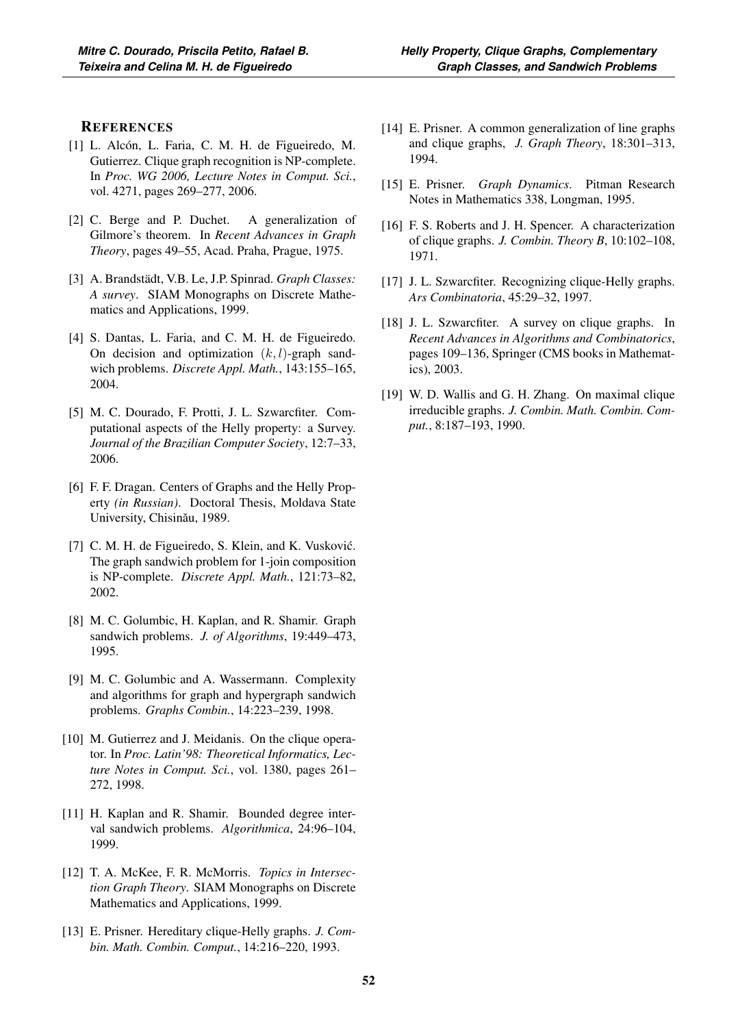## References

[1] L. Alcón, L. Faria, C. M. H. de Figueiredo, M. Gutierrez. Clique graph recognition is NP-complete. In *Proc. WG 2006, Lecture Notes in Comput. Sci.*, vol. 4271, pages 269–277, 2006.

[2] C. Berge and P. Duchet. A generalization of Gilmore's theorem. In *Recent Advances in Graph Theory*, pages 49–55, Acad. Praha, Prague, 1975.

[3] A. Brandstädt, V.B. Le, J.P. Spinrad. *Graph Classes: A survey*. SIAM Monographs on Discrete Mathematics and Applications, 1999.

[4] S. Dantas, L. Faria, and C. M. H. de Figueiredo. On decision and optimization $(k, l)$-graph sandwich problems. *Discrete Appl. Math.*, 143:155–165, 2004.

[5] M. C. Dourado, F. Protti, J. L. Szwarcfiter. Computational aspects of the Helly property: a Survey. *Journal of the Brazilian Computer Society*, 12:7–33, 2006.

[6] F. F. Dragan. Centers of Graphs and the Helly Property *(in Russian)*. Doctoral Thesis, Moldava State University, Chisinău, 1989.

[7] C. M. H. de Figueiredo, S. Klein, and K. Vusković. The graph sandwich problem for 1-join composition is NP-complete. *Discrete Appl. Math.*, 121:73–82, 2002.

[8] M. C. Golumbic, H. Kaplan, and R. Shamir. Graph sandwich problems. *J. of Algorithms*, 19:449–473, 1995.

[9] M. C. Golumbic and A. Wassermann. Complexity and algorithms for graph and hypergraph sandwich problems. *Graphs Combin.*, 14:223–239, 1998.

[10] M. Gutierrez and J. Meidanis. On the clique operator. In *Proc. Latin'98: Theoretical Informatics, Lecture Notes in Comput. Sci.*, vol. 1380, pages 261–272, 1998.

[11] H. Kaplan and R. Shamir. Bounded degree interval sandwich problems. *Algorithmica*, 24:96–104, 1999.

[12] T. A. McKee, F. R. McMorris. *Topics in Intersection Graph Theory*. SIAM Monographs on Discrete Mathematics and Applications, 1999.

[13] E. Prisner. Hereditary clique-Helly graphs. *J. Combin. Math. Combin. Comput.*, 14:216–220, 1993.

[14] E. Prisner. A common generalization of line graphs and clique graphs, *J. Graph Theory*, 18:301–313, 1994.

[15] E. Prisner. *Graph Dynamics*. Pitman Research Notes in Mathematics 338, Longman, 1995.

[16] F. S. Roberts and J. H. Spencer. A characterization of clique graphs. *J. Combin. Theory B*, 10:102–108, 1971.

[17] J. L. Szwarcfiter. Recognizing clique-Helly graphs. *Ars Combinatoria*, 45:29–32, 1997.

[18] J. L. Szwarcfiter. A survey on clique graphs. In *Recent Advances in Algorithms and Combinatorics*, pages 109–136, Springer (CMS books in Mathematics), 2003.

[19] W. D. Wallis and G. H. Zhang. On maximal clique irreducible graphs. *J. Combin. Math. Combin. Comput.*, 8:187–193, 1990.